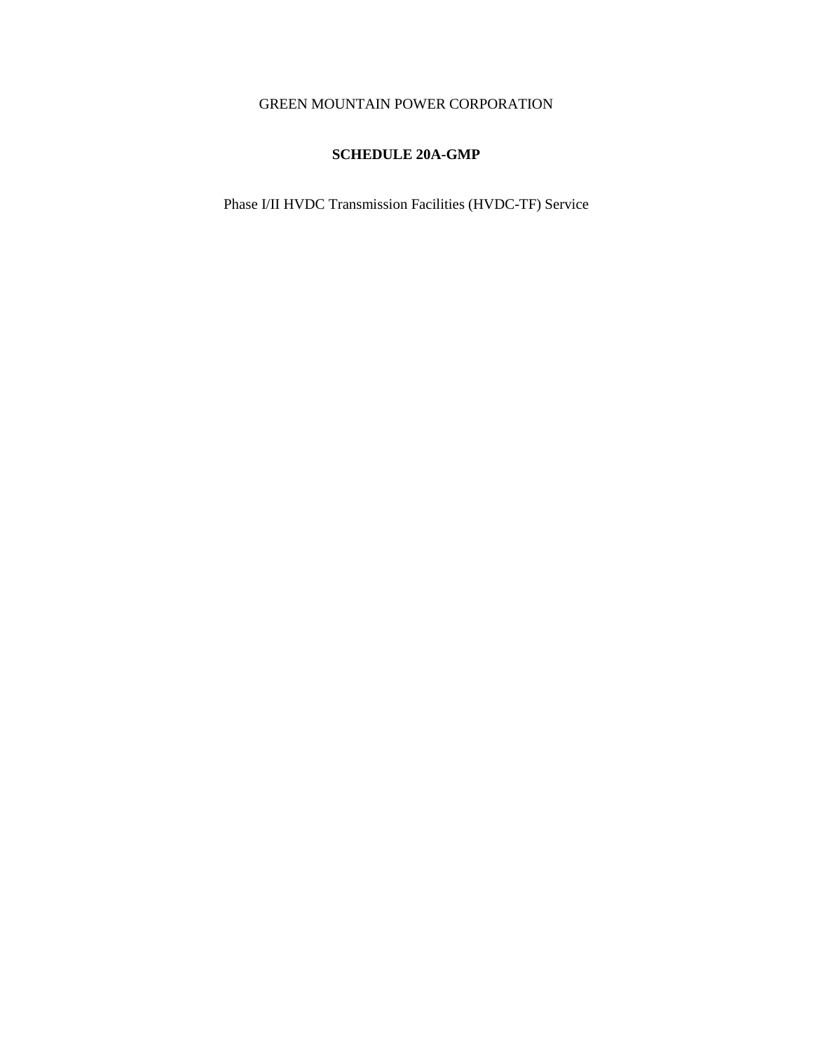GREEN MOUNTAIN POWER CORPORATION

# SCHEDULE 20A-GMP

Phase I/II HVDC Transmission Facilities (HVDC-TF) Service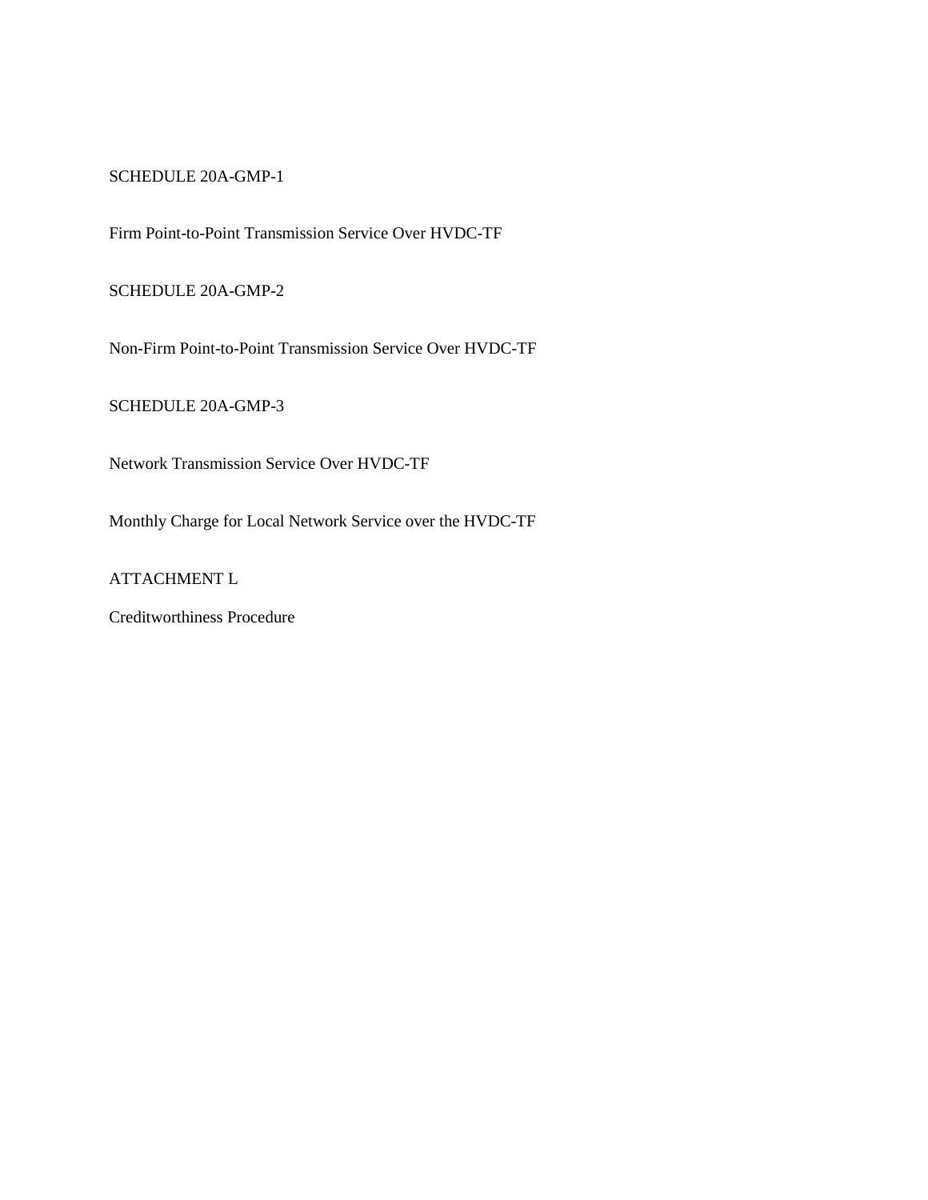SCHEDULE 20A-GMP-1

Firm Point-to-Point Transmission Service Over HVDC-TF

SCHEDULE 20A-GMP-2

Non-Firm Point-to-Point Transmission Service Over HVDC-TF

SCHEDULE 20A-GMP-3

Network Transmission Service Over HVDC-TF

Monthly Charge for Local Network Service over the HVDC-TF

ATTACHMENT L

Creditworthiness Procedure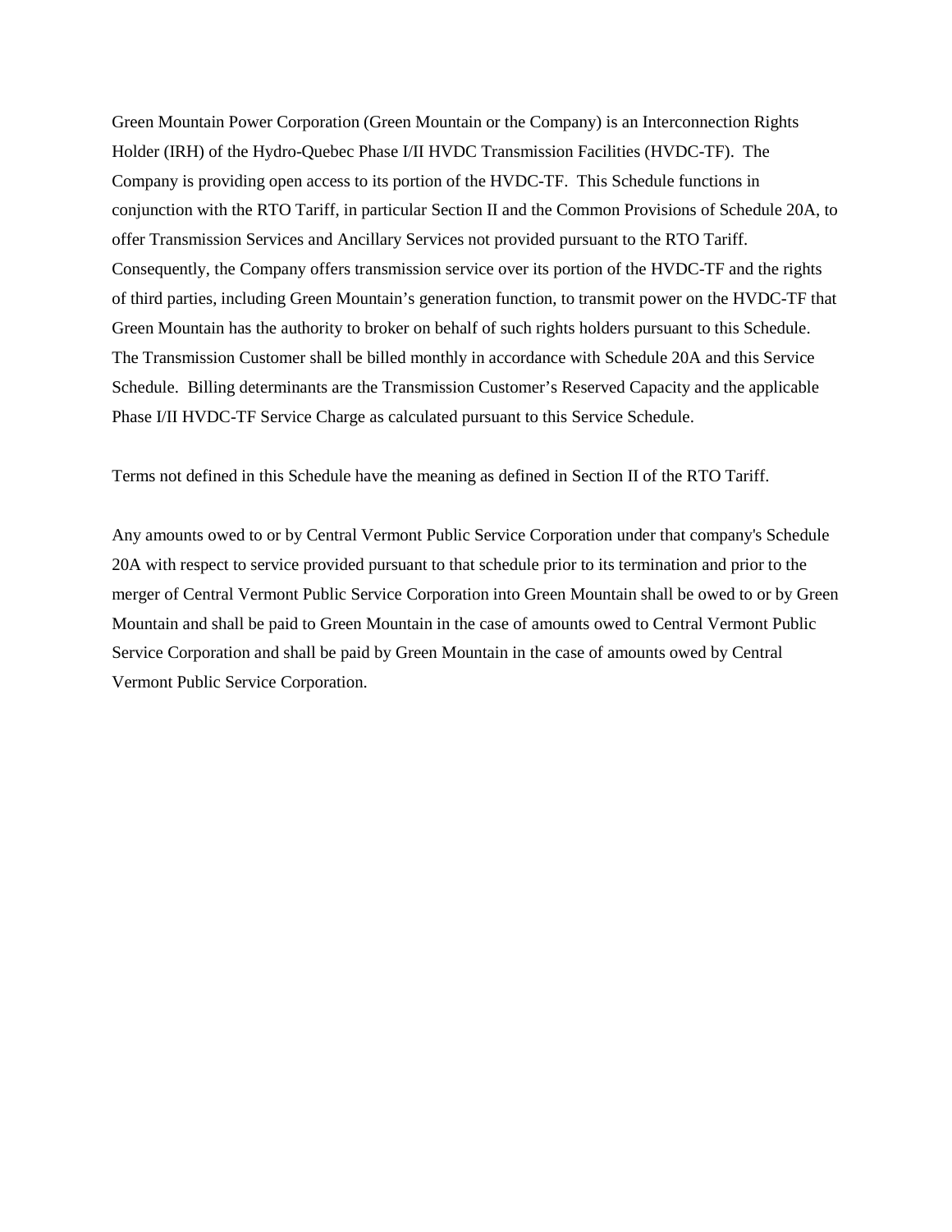Green Mountain Power Corporation (Green Mountain or the Company) is an Interconnection Rights Holder (IRH) of the Hydro-Quebec Phase I/II HVDC Transmission Facilities (HVDC-TF). The Company is providing open access to its portion of the HVDC-TF. This Schedule functions in conjunction with the RTO Tariff, in particular Section II and the Common Provisions of Schedule 20A, to offer Transmission Services and Ancillary Services not provided pursuant to the RTO Tariff. Consequently, the Company offers transmission service over its portion of the HVDC-TF and the rights of third parties, including Green Mountain's generation function, to transmit power on the HVDC-TF that Green Mountain has the authority to broker on behalf of such rights holders pursuant to this Schedule. The Transmission Customer shall be billed monthly in accordance with Schedule 20A and this Service Schedule. Billing determinants are the Transmission Customer's Reserved Capacity and the applicable Phase I/II HVDC-TF Service Charge as calculated pursuant to this Service Schedule.

Terms not defined in this Schedule have the meaning as defined in Section II of the RTO Tariff.

Any amounts owed to or by Central Vermont Public Service Corporation under that company's Schedule 20A with respect to service provided pursuant to that schedule prior to its termination and prior to the merger of Central Vermont Public Service Corporation into Green Mountain shall be owed to or by Green Mountain and shall be paid to Green Mountain in the case of amounts owed to Central Vermont Public Service Corporation and shall be paid by Green Mountain in the case of amounts owed by Central Vermont Public Service Corporation.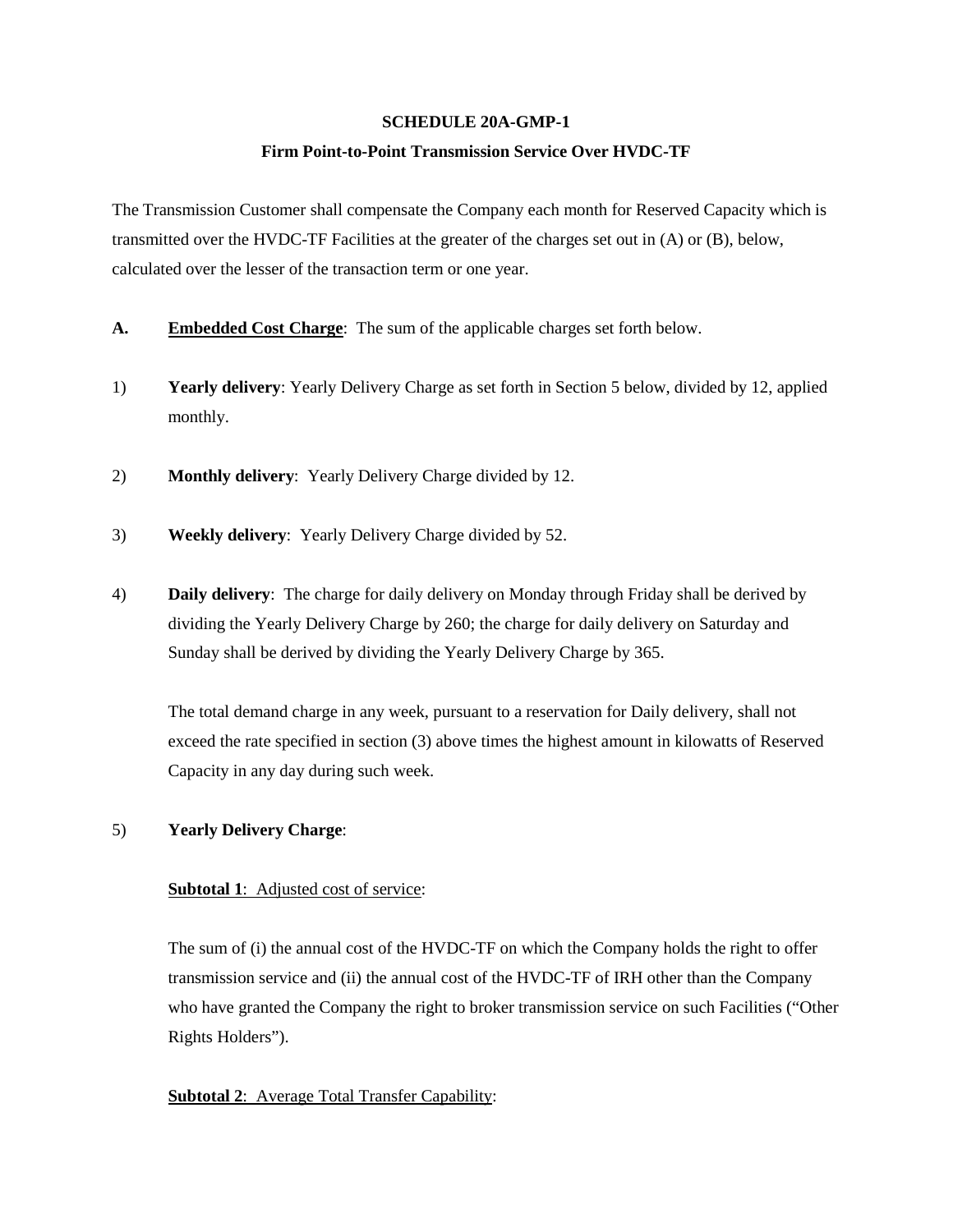**SCHEDULE 20A-GMP-1**

**Firm Point-to-Point Transmission Service Over HVDC-TF**

The Transmission Customer shall compensate the Company each month for Reserved Capacity which is transmitted over the HVDC-TF Facilities at the greater of the charges set out in (A) or (B), below, calculated over the lesser of the transaction term or one year.

**A. <u>Embedded Cost Charge</u>**: The sum of the applicable charges set forth below.

1) **Yearly delivery**: Yearly Delivery Charge as set forth in Section 5 below, divided by 12, applied monthly.

2) **Monthly delivery**: Yearly Delivery Charge divided by 12.

3) **Weekly delivery**: Yearly Delivery Charge divided by 52.

4) **Daily delivery**: The charge for daily delivery on Monday through Friday shall be derived by dividing the Yearly Delivery Charge by 260; the charge for daily delivery on Saturday and Sunday shall be derived by dividing the Yearly Delivery Charge by 365.

   The total demand charge in any week, pursuant to a reservation for Daily delivery, shall not exceed the rate specified in section (3) above times the highest amount in kilowatts of Reserved Capacity in any day during such week.

5) **Yearly Delivery Charge**:

   **<u>Subtotal 1</u>**: <u>Adjusted cost of service</u>:

   The sum of (i) the annual cost of the HVDC-TF on which the Company holds the right to offer transmission service and (ii) the annual cost of the HVDC-TF of IRH other than the Company who have granted the Company the right to broker transmission service on such Facilities ("Other Rights Holders").

   **<u>Subtotal 2</u>**: <u>Average Total Transfer Capability</u>: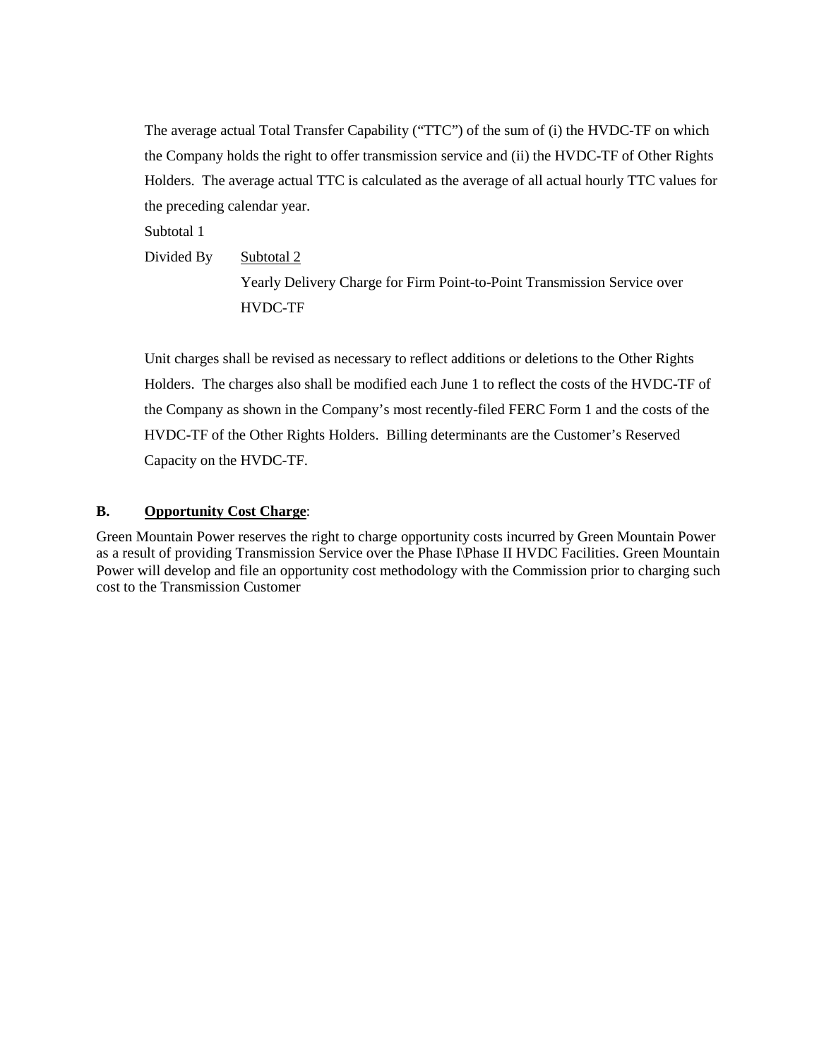The average actual Total Transfer Capability ("TTC") of the sum of (i) the HVDC-TF on which the Company holds the right to offer transmission service and (ii) the HVDC-TF of Other Rights Holders. The average actual TTC is calculated as the average of all actual hourly TTC values for the preceding calendar year.

Subtotal 1

Divided By &nbsp;&nbsp;&nbsp;&nbsp; Subtotal 2

Yearly Delivery Charge for Firm Point-to-Point Transmission Service over HVDC-TF

Unit charges shall be revised as necessary to reflect additions or deletions to the Other Rights Holders. The charges also shall be modified each June 1 to reflect the costs of the HVDC-TF of the Company as shown in the Company's most recently-filed FERC Form 1 and the costs of the HVDC-TF of the Other Rights Holders. Billing determinants are the Customer's Reserved Capacity on the HVDC-TF.

**B. Opportunity Cost Charge**:

Green Mountain Power reserves the right to charge opportunity costs incurred by Green Mountain Power as a result of providing Transmission Service over the Phase I\Phase II HVDC Facilities. Green Mountain Power will develop and file an opportunity cost methodology with the Commission prior to charging such cost to the Transmission Customer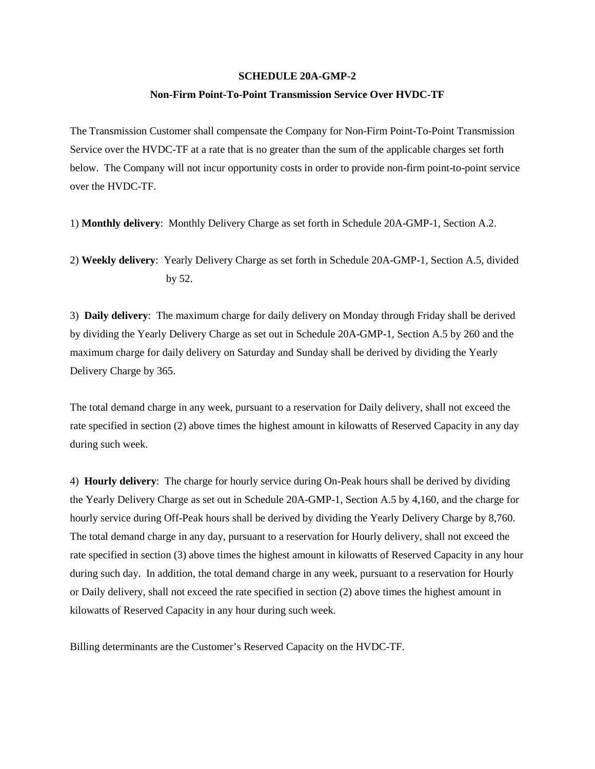# SCHEDULE 20A-GMP-2

## Non-Firm Point-To-Point Transmission Service Over HVDC-TF

The Transmission Customer shall compensate the Company for Non-Firm Point-To-Point Transmission Service over the HVDC-TF at a rate that is no greater than the sum of the applicable charges set forth below. The Company will not incur opportunity costs in order to provide non-firm point-to-point service over the HVDC-TF.

1) **Monthly delivery**: Monthly Delivery Charge as set forth in Schedule 20A-GMP-1, Section A.2.

2) **Weekly delivery**: Yearly Delivery Charge as set forth in Schedule 20A-GMP-1, Section A.5, divided by 52.

3) **Daily delivery**: The maximum charge for daily delivery on Monday through Friday shall be derived by dividing the Yearly Delivery Charge as set out in Schedule 20A-GMP-1, Section A.5 by 260 and the maximum charge for daily delivery on Saturday and Sunday shall be derived by dividing the Yearly Delivery Charge by 365.

The total demand charge in any week, pursuant to a reservation for Daily delivery, shall not exceed the rate specified in section (2) above times the highest amount in kilowatts of Reserved Capacity in any day during such week.

4) **Hourly delivery**: The charge for hourly service during On-Peak hours shall be derived by dividing the Yearly Delivery Charge as set out in Schedule 20A-GMP-1, Section A.5 by 4,160, and the charge for hourly service during Off-Peak hours shall be derived by dividing the Yearly Delivery Charge by 8,760. The total demand charge in any day, pursuant to a reservation for Hourly delivery, shall not exceed the rate specified in section (3) above times the highest amount in kilowatts of Reserved Capacity in any hour during such day. In addition, the total demand charge in any week, pursuant to a reservation for Hourly or Daily delivery, shall not exceed the rate specified in section (2) above times the highest amount in kilowatts of Reserved Capacity in any hour during such week.

Billing determinants are the Customer's Reserved Capacity on the HVDC-TF.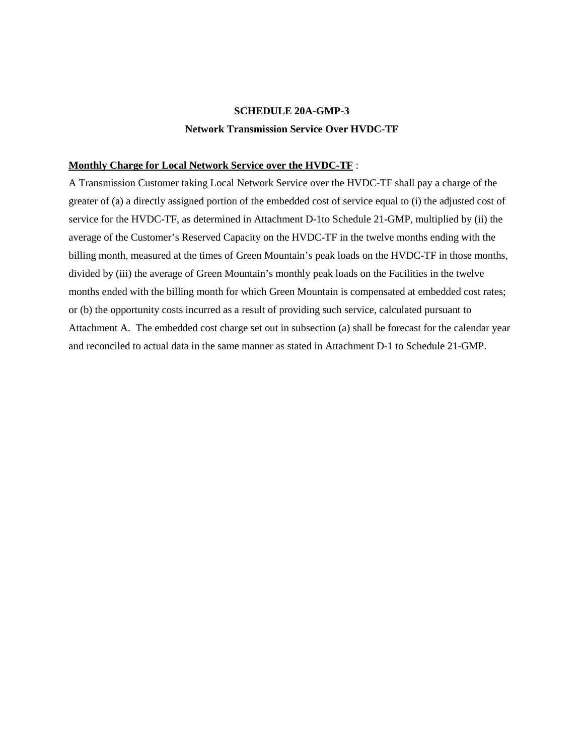# SCHEDULE 20A-GMP-3

## Network Transmission Service Over HVDC-TF

**<u>Monthly Charge for Local Network Service over the HVDC-TF</u>** :

A Transmission Customer taking Local Network Service over the HVDC-TF shall pay a charge of the greater of (a) a directly assigned portion of the embedded cost of service equal to (i) the adjusted cost of service for the HVDC-TF, as determined in Attachment D-1to Schedule 21-GMP, multiplied by (ii) the average of the Customer's Reserved Capacity on the HVDC-TF in the twelve months ending with the billing month, measured at the times of Green Mountain's peak loads on the HVDC-TF in those months, divided by (iii) the average of Green Mountain's monthly peak loads on the Facilities in the twelve months ended with the billing month for which Green Mountain is compensated at embedded cost rates; or (b) the opportunity costs incurred as a result of providing such service, calculated pursuant to Attachment A. The embedded cost charge set out in subsection (a) shall be forecast for the calendar year and reconciled to actual data in the same manner as stated in Attachment D-1 to Schedule 21-GMP.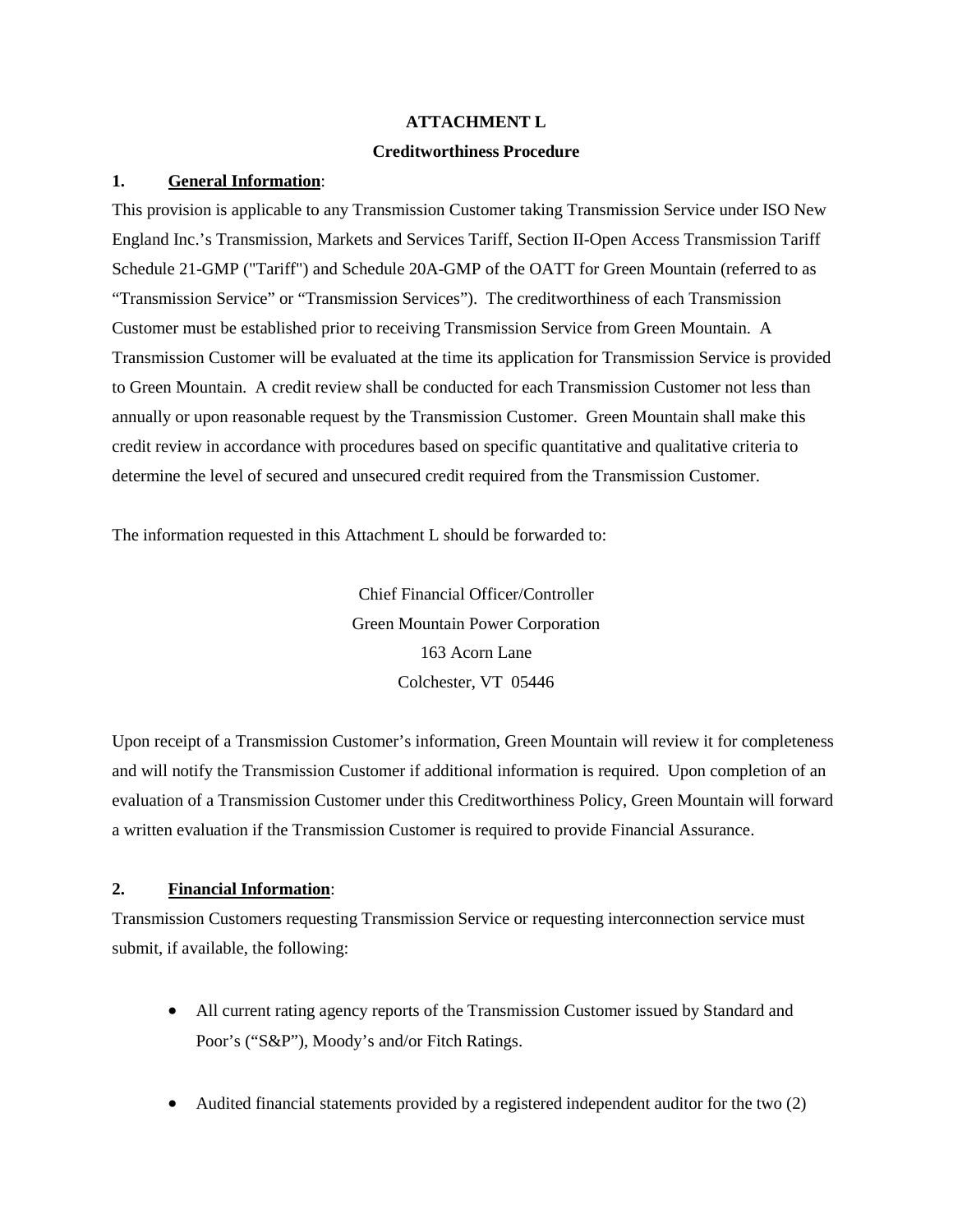**ATTACHMENT L**

**Creditworthiness Procedure**

**1. General Information**:

This provision is applicable to any Transmission Customer taking Transmission Service under ISO New England Inc.'s Transmission, Markets and Services Tariff, Section II-Open Access Transmission Tariff Schedule 21-GMP ("Tariff") and Schedule 20A-GMP of the OATT for Green Mountain (referred to as "Transmission Service" or "Transmission Services"). The creditworthiness of each Transmission Customer must be established prior to receiving Transmission Service from Green Mountain. A Transmission Customer will be evaluated at the time its application for Transmission Service is provided to Green Mountain. A credit review shall be conducted for each Transmission Customer not less than annually or upon reasonable request by the Transmission Customer. Green Mountain shall make this credit review in accordance with procedures based on specific quantitative and qualitative criteria to determine the level of secured and unsecured credit required from the Transmission Customer.

The information requested in this Attachment L should be forwarded to:

Chief Financial Officer/Controller
Green Mountain Power Corporation
163 Acorn Lane
Colchester, VT 05446

Upon receipt of a Transmission Customer's information, Green Mountain will review it for completeness and will notify the Transmission Customer if additional information is required. Upon completion of an evaluation of a Transmission Customer under this Creditworthiness Policy, Green Mountain will forward a written evaluation if the Transmission Customer is required to provide Financial Assurance.

**2. Financial Information**:

Transmission Customers requesting Transmission Service or requesting interconnection service must submit, if available, the following:

- All current rating agency reports of the Transmission Customer issued by Standard and Poor's ("S&P"), Moody's and/or Fitch Ratings.

- Audited financial statements provided by a registered independent auditor for the two (2)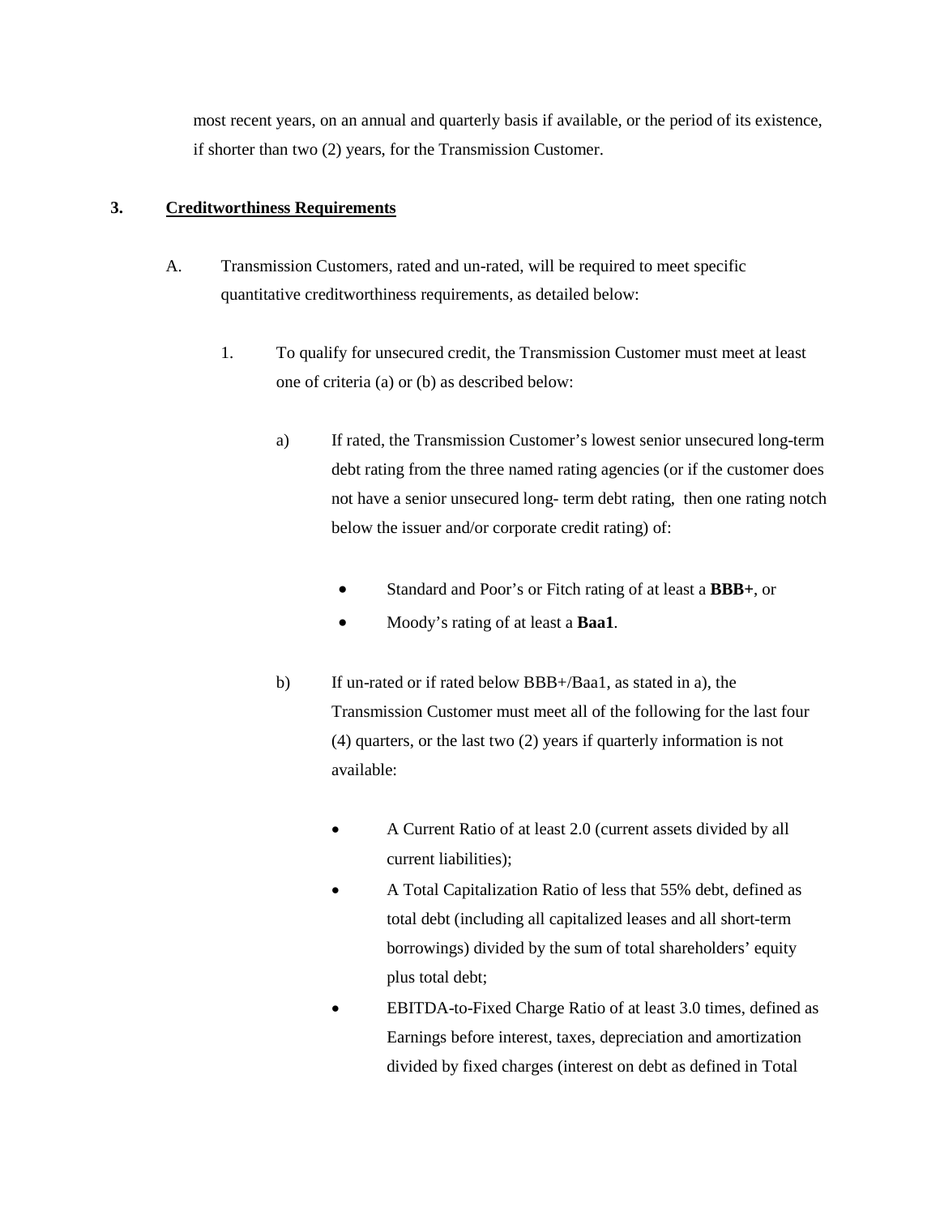most recent years, on an annual and quarterly basis if available, or the period of its existence, if shorter than two (2) years, for the Transmission Customer.

### 3. <u>Creditworthiness Requirements</u>

A. Transmission Customers, rated and un-rated, will be required to meet specific quantitative creditworthiness requirements, as detailed below:

1. To qualify for unsecured credit, the Transmission Customer must meet at least one of criteria (a) or (b) as described below:

a) If rated, the Transmission Customer's lowest senior unsecured long-term debt rating from the three named rating agencies (or if the customer does not have a senior unsecured long- term debt rating, then one rating notch below the issuer and/or corporate credit rating) of:

- Standard and Poor's or Fitch rating of at least a **BBB+**, or
- Moody's rating of at least a **Baa1**.

b) If un-rated or if rated below BBB+/Baa1, as stated in a), the Transmission Customer must meet all of the following for the last four (4) quarters, or the last two (2) years if quarterly information is not available:

- A Current Ratio of at least 2.0 (current assets divided by all current liabilities);
- A Total Capitalization Ratio of less that 55% debt, defined as total debt (including all capitalized leases and all short-term borrowings) divided by the sum of total shareholders' equity plus total debt;
- EBITDA-to-Fixed Charge Ratio of at least 3.0 times, defined as Earnings before interest, taxes, depreciation and amortization divided by fixed charges (interest on debt as defined in Total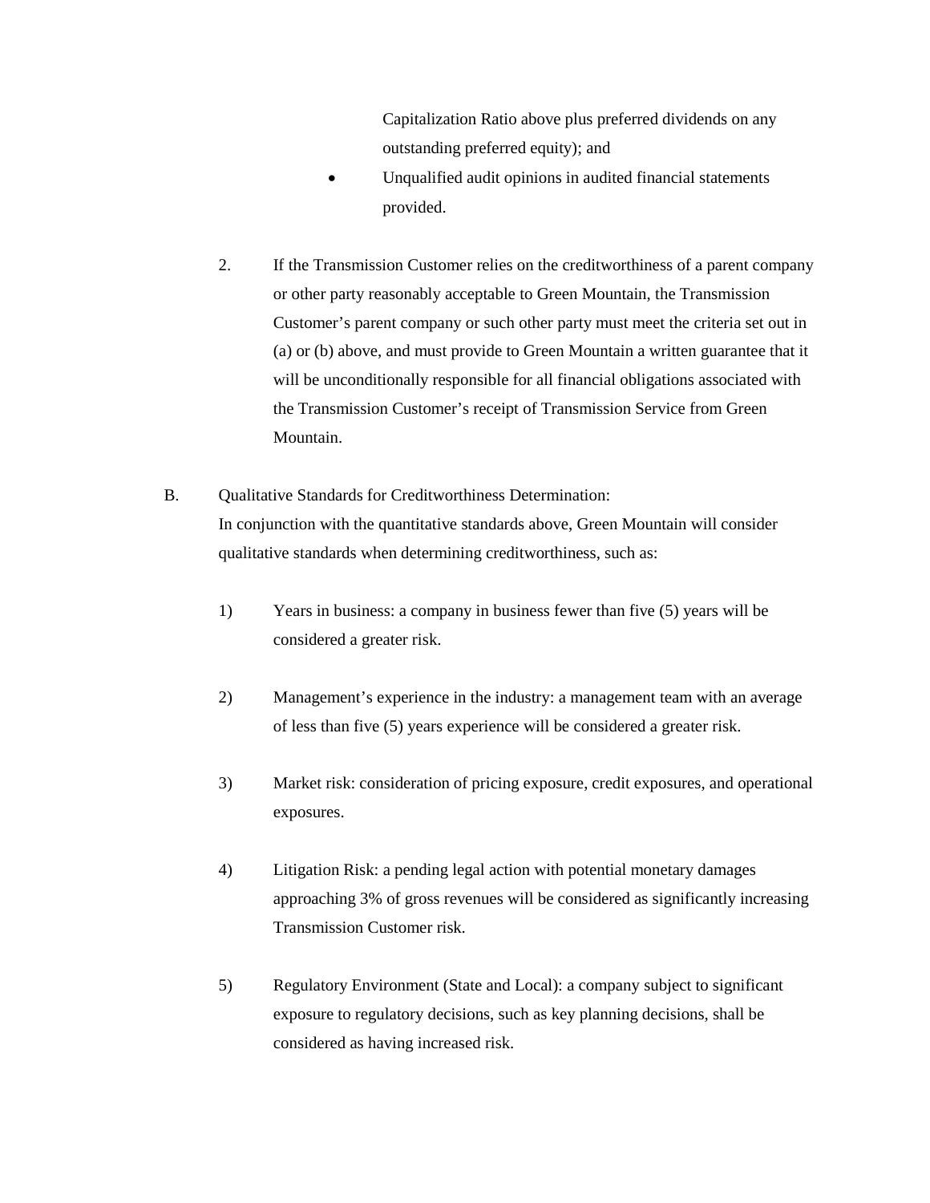Capitalization Ratio above plus preferred dividends on any outstanding preferred equity); and

- Unqualified audit opinions in audited financial statements provided.

2. If the Transmission Customer relies on the creditworthiness of a parent company or other party reasonably acceptable to Green Mountain, the Transmission Customer's parent company or such other party must meet the criteria set out in (a) or (b) above, and must provide to Green Mountain a written guarantee that it will be unconditionally responsible for all financial obligations associated with the Transmission Customer's receipt of Transmission Service from Green Mountain.

B. Qualitative Standards for Creditworthiness Determination:
In conjunction with the quantitative standards above, Green Mountain will consider qualitative standards when determining creditworthiness, such as:

1) Years in business: a company in business fewer than five (5) years will be considered a greater risk.

2) Management's experience in the industry: a management team with an average of less than five (5) years experience will be considered a greater risk.

3) Market risk: consideration of pricing exposure, credit exposures, and operational exposures.

4) Litigation Risk: a pending legal action with potential monetary damages approaching 3% of gross revenues will be considered as significantly increasing Transmission Customer risk.

5) Regulatory Environment (State and Local): a company subject to significant exposure to regulatory decisions, such as key planning decisions, shall be considered as having increased risk.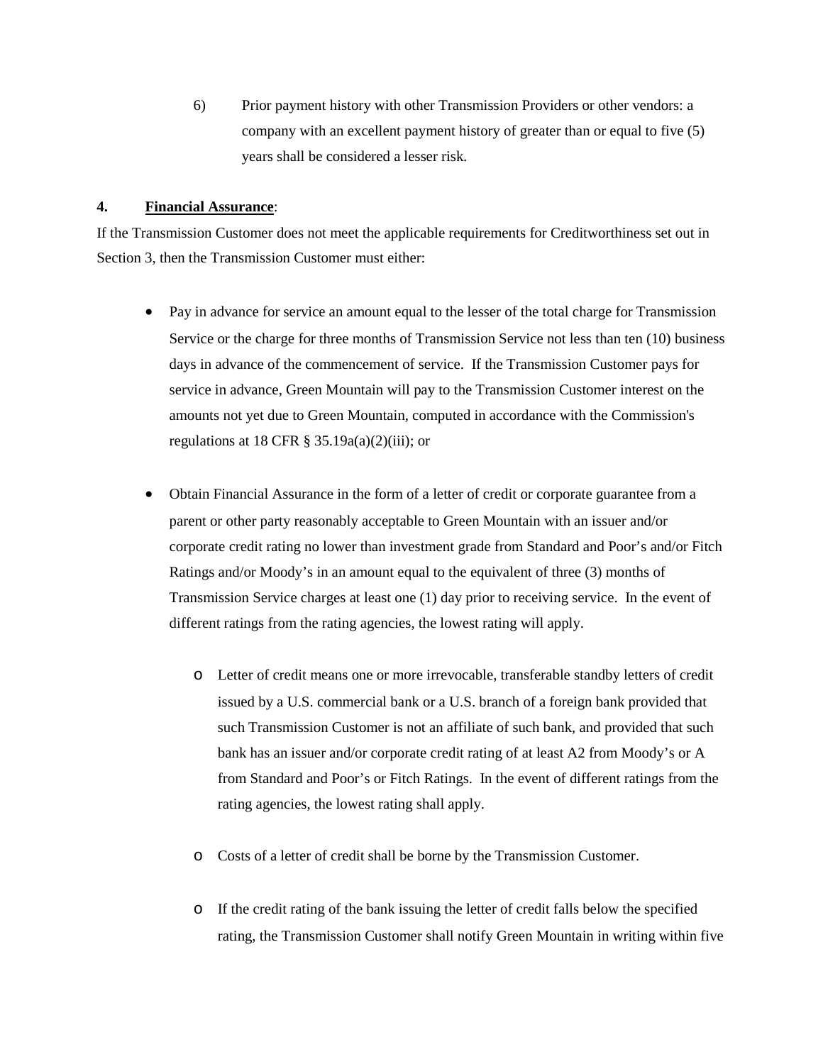6) Prior payment history with other Transmission Providers or other vendors: a company with an excellent payment history of greater than or equal to five (5) years shall be considered a lesser risk.

**4. <u>Financial Assurance</u>**:

If the Transmission Customer does not meet the applicable requirements for Creditworthiness set out in Section 3, then the Transmission Customer must either:

- Pay in advance for service an amount equal to the lesser of the total charge for Transmission Service or the charge for three months of Transmission Service not less than ten (10) business days in advance of the commencement of service. If the Transmission Customer pays for service in advance, Green Mountain will pay to the Transmission Customer interest on the amounts not yet due to Green Mountain, computed in accordance with the Commission's regulations at 18 CFR § 35.19a(a)(2)(iii); or

- Obtain Financial Assurance in the form of a letter of credit or corporate guarantee from a parent or other party reasonably acceptable to Green Mountain with an issuer and/or corporate credit rating no lower than investment grade from Standard and Poor's and/or Fitch Ratings and/or Moody's in an amount equal to the equivalent of three (3) months of Transmission Service charges at least one (1) day prior to receiving service. In the event of different ratings from the rating agencies, the lowest rating will apply.

  - Letter of credit means one or more irrevocable, transferable standby letters of credit issued by a U.S. commercial bank or a U.S. branch of a foreign bank provided that such Transmission Customer is not an affiliate of such bank, and provided that such bank has an issuer and/or corporate credit rating of at least A2 from Moody's or A from Standard and Poor's or Fitch Ratings. In the event of different ratings from the rating agencies, the lowest rating shall apply.

  - Costs of a letter of credit shall be borne by the Transmission Customer.

  - If the credit rating of the bank issuing the letter of credit falls below the specified rating, the Transmission Customer shall notify Green Mountain in writing within five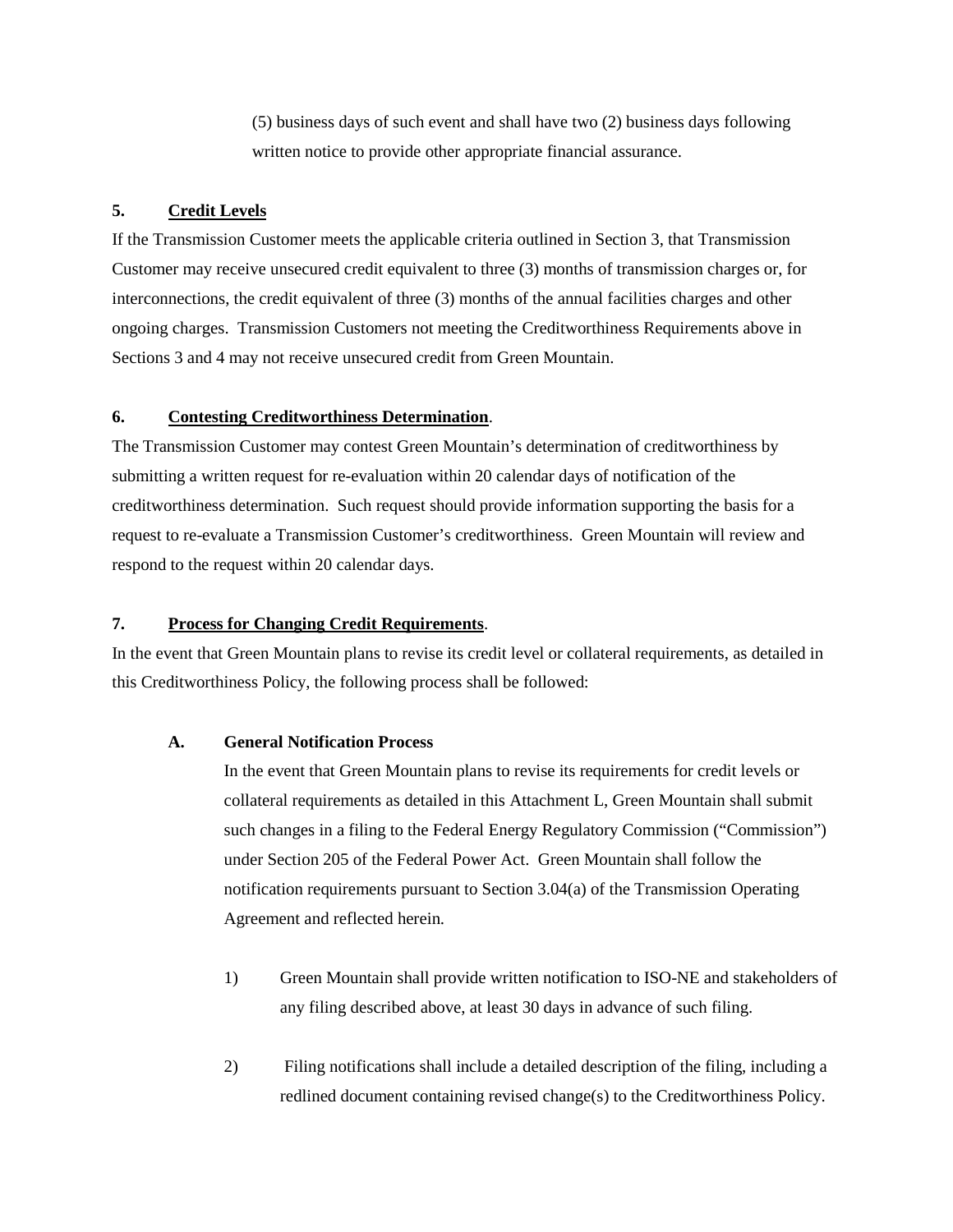(5) business days of such event and shall have two (2) business days following written notice to provide other appropriate financial assurance.

**5. Credit Levels**

If the Transmission Customer meets the applicable criteria outlined in Section 3, that Transmission Customer may receive unsecured credit equivalent to three (3) months of transmission charges or, for interconnections, the credit equivalent of three (3) months of the annual facilities charges and other ongoing charges. Transmission Customers not meeting the Creditworthiness Requirements above in Sections 3 and 4 may not receive unsecured credit from Green Mountain.

**6. Contesting Creditworthiness Determination**.

The Transmission Customer may contest Green Mountain's determination of creditworthiness by submitting a written request for re-evaluation within 20 calendar days of notification of the creditworthiness determination. Such request should provide information supporting the basis for a request to re-evaluate a Transmission Customer's creditworthiness. Green Mountain will review and respond to the request within 20 calendar days.

**7. Process for Changing Credit Requirements**.

In the event that Green Mountain plans to revise its credit level or collateral requirements, as detailed in this Creditworthiness Policy, the following process shall be followed:

**A. General Notification Process**

In the event that Green Mountain plans to revise its requirements for credit levels or collateral requirements as detailed in this Attachment L, Green Mountain shall submit such changes in a filing to the Federal Energy Regulatory Commission ("Commission") under Section 205 of the Federal Power Act. Green Mountain shall follow the notification requirements pursuant to Section 3.04(a) of the Transmission Operating Agreement and reflected herein.

1) Green Mountain shall provide written notification to ISO-NE and stakeholders of any filing described above, at least 30 days in advance of such filing.

2) Filing notifications shall include a detailed description of the filing, including a redlined document containing revised change(s) to the Creditworthiness Policy.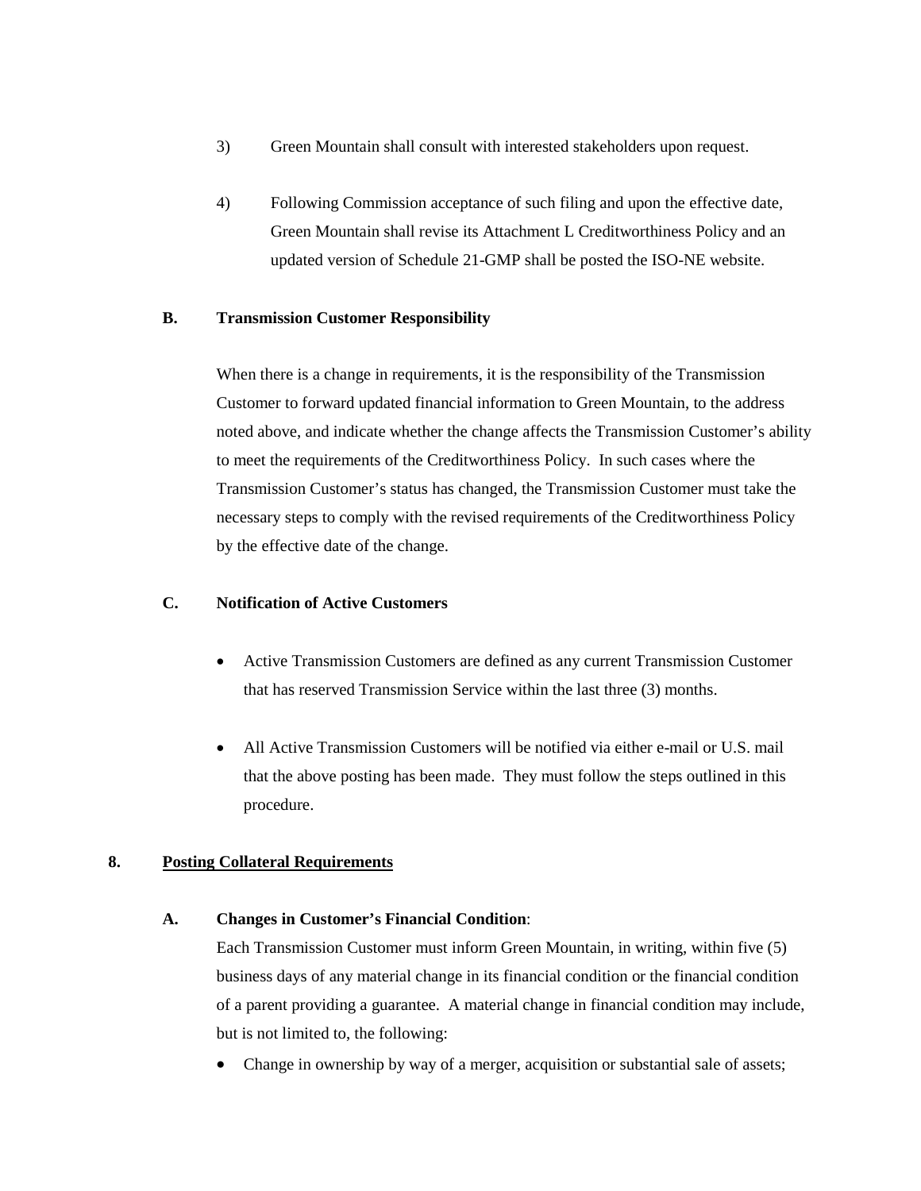3) Green Mountain shall consult with interested stakeholders upon request.

4) Following Commission acceptance of such filing and upon the effective date, Green Mountain shall revise its Attachment L Creditworthiness Policy and an updated version of Schedule 21-GMP shall be posted the ISO-NE website.

**B. Transmission Customer Responsibility**

When there is a change in requirements, it is the responsibility of the Transmission Customer to forward updated financial information to Green Mountain, to the address noted above, and indicate whether the change affects the Transmission Customer's ability to meet the requirements of the Creditworthiness Policy. In such cases where the Transmission Customer's status has changed, the Transmission Customer must take the necessary steps to comply with the revised requirements of the Creditworthiness Policy by the effective date of the change.

**C. Notification of Active Customers**

- Active Transmission Customers are defined as any current Transmission Customer that has reserved Transmission Service within the last three (3) months.
- All Active Transmission Customers will be notified via either e-mail or U.S. mail that the above posting has been made. They must follow the steps outlined in this procedure.

**8. <u>Posting Collateral Requirements</u>**

**A. Changes in Customer's Financial Condition**:

Each Transmission Customer must inform Green Mountain, in writing, within five (5) business days of any material change in its financial condition or the financial condition of a parent providing a guarantee. A material change in financial condition may include, but is not limited to, the following:

- Change in ownership by way of a merger, acquisition or substantial sale of assets;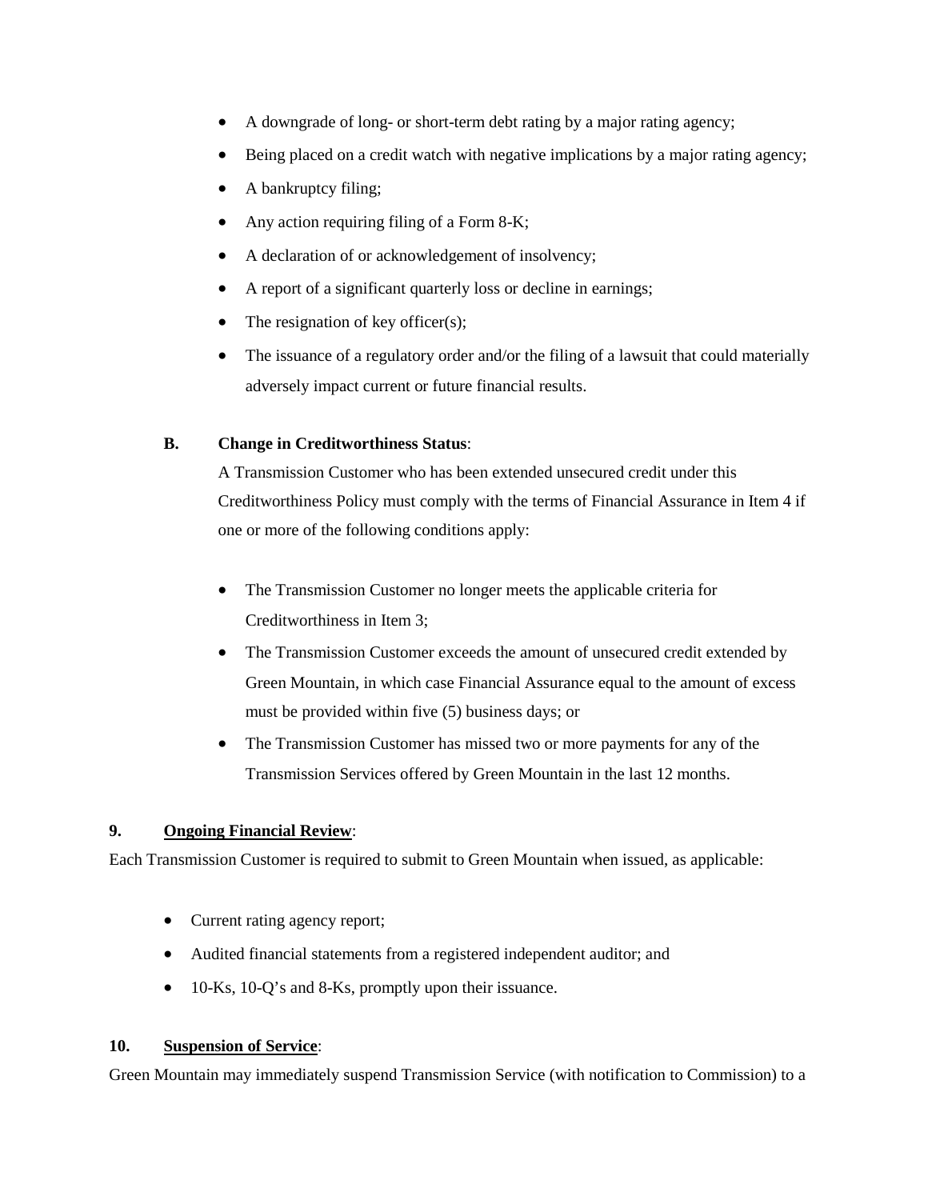- A downgrade of long- or short-term debt rating by a major rating agency;
- Being placed on a credit watch with negative implications by a major rating agency;
- A bankruptcy filing;
- Any action requiring filing of a Form 8-K;
- A declaration of or acknowledgement of insolvency;
- A report of a significant quarterly loss or decline in earnings;
- The resignation of key officer(s);
- The issuance of a regulatory order and/or the filing of a lawsuit that could materially adversely impact current or future financial results.

**B. Change in Creditworthiness Status**:

A Transmission Customer who has been extended unsecured credit under this Creditworthiness Policy must comply with the terms of Financial Assurance in Item 4 if one or more of the following conditions apply:

- The Transmission Customer no longer meets the applicable criteria for Creditworthiness in Item 3;
- The Transmission Customer exceeds the amount of unsecured credit extended by Green Mountain, in which case Financial Assurance equal to the amount of excess must be provided within five (5) business days; or
- The Transmission Customer has missed two or more payments for any of the Transmission Services offered by Green Mountain in the last 12 months.

**9. Ongoing Financial Review**:

Each Transmission Customer is required to submit to Green Mountain when issued, as applicable:

- Current rating agency report;
- Audited financial statements from a registered independent auditor; and
- 10-Ks, 10-Q's and 8-Ks, promptly upon their issuance.

**10. Suspension of Service**:

Green Mountain may immediately suspend Transmission Service (with notification to Commission) to a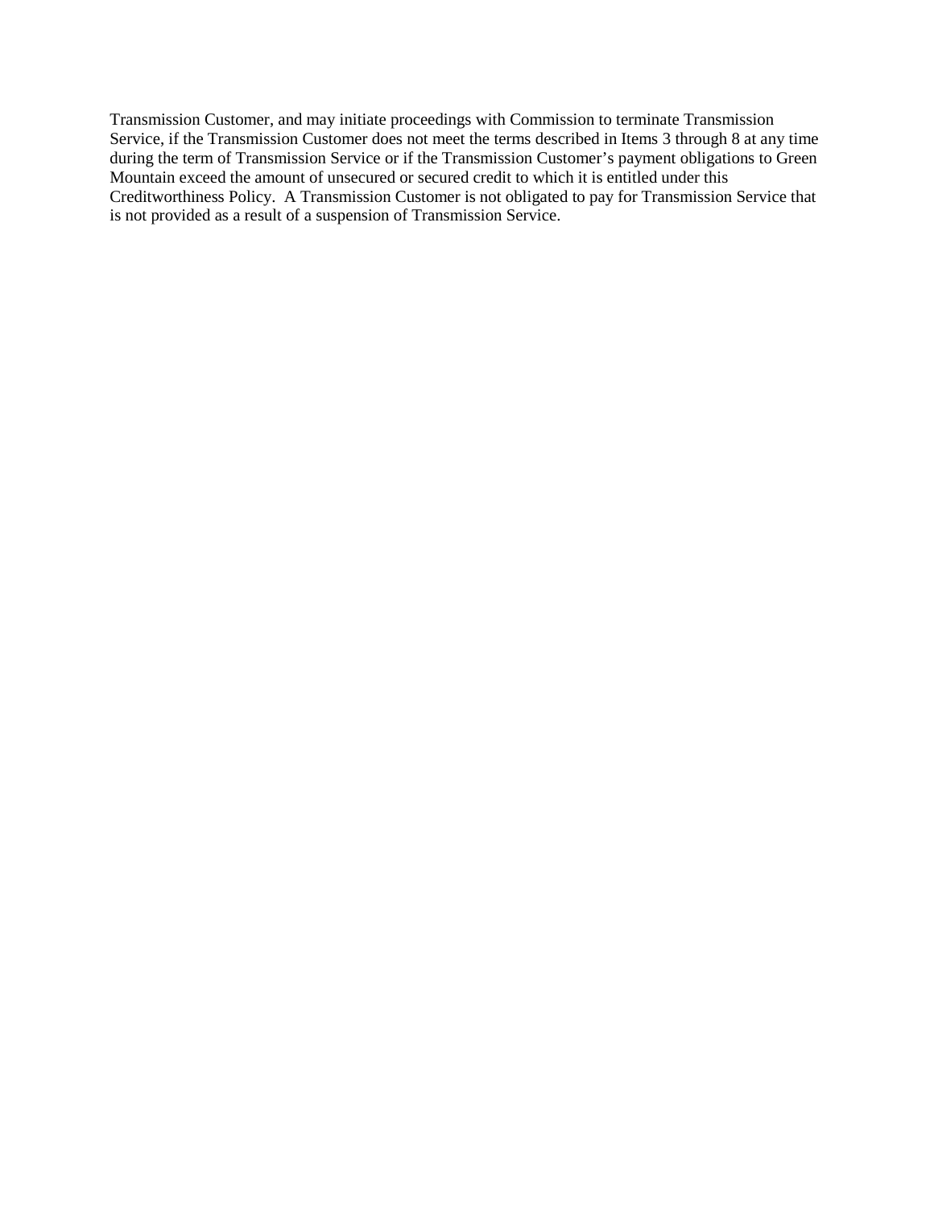Transmission Customer, and may initiate proceedings with Commission to terminate Transmission Service, if the Transmission Customer does not meet the terms described in Items 3 through 8 at any time during the term of Transmission Service or if the Transmission Customer's payment obligations to Green Mountain exceed the amount of unsecured or secured credit to which it is entitled under this Creditworthiness Policy. A Transmission Customer is not obligated to pay for Transmission Service that is not provided as a result of a suspension of Transmission Service.